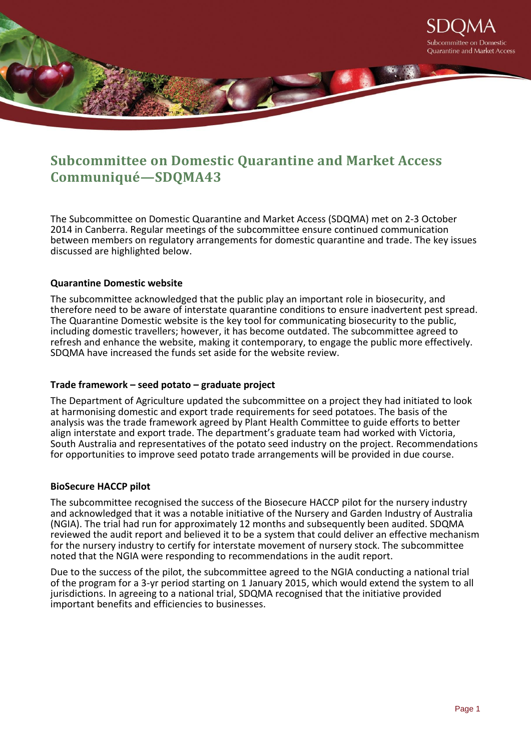# Subcommittee on Domestic Quarantine and Market Access Communiqué—SDQMA43

The Subcommittee on Domestic Quarantine and Market Access (SDQMA) met on 2-3 October 2014 in Canberra. Regular meetings of the subcommittee ensure continued communication between members on regulatory arrangements for domestic quarantine and trade. The key issues discussed are highlighted below.

**Quarantine Domestic website**

The subcommittee acknowledged that the public play an important role in biosecurity, and therefore need to be aware of interstate quarantine conditions to ensure inadvertent pest spread. The Quarantine Domestic website is the key tool for communicating biosecurity to the public, including domestic travellers; however, it has become outdated. The subcommittee agreed to refresh and enhance the website, making it contemporary, to engage the public more effectively. SDQMA have increased the funds set aside for the website review.

**Trade framework – seed potato – graduate project**

The Department of Agriculture updated the subcommittee on a project they had initiated to look at harmonising domestic and export trade requirements for seed potatoes. The basis of the analysis was the trade framework agreed by Plant Health Committee to guide efforts to better align interstate and export trade. The department's graduate team had worked with Victoria, South Australia and representatives of the potato seed industry on the project. Recommendations for opportunities to improve seed potato trade arrangements will be provided in due course.

**BioSecure HACCP pilot**

The subcommittee recognised the success of the Biosecure HACCP pilot for the nursery industry and acknowledged that it was a notable initiative of the Nursery and Garden Industry of Australia (NGIA). The trial had run for approximately 12 months and subsequently been audited. SDQMA reviewed the audit report and believed it to be a system that could deliver an effective mechanism for the nursery industry to certify for interstate movement of nursery stock. The subcommittee noted that the NGIA were responding to recommendations in the audit report.

Due to the success of the pilot, the subcommittee agreed to the NGIA conducting a national trial of the program for a 3-yr period starting on 1 January 2015, which would extend the system to all jurisdictions. In agreeing to a national trial, SDQMA recognised that the initiative provided important benefits and efficiencies to businesses.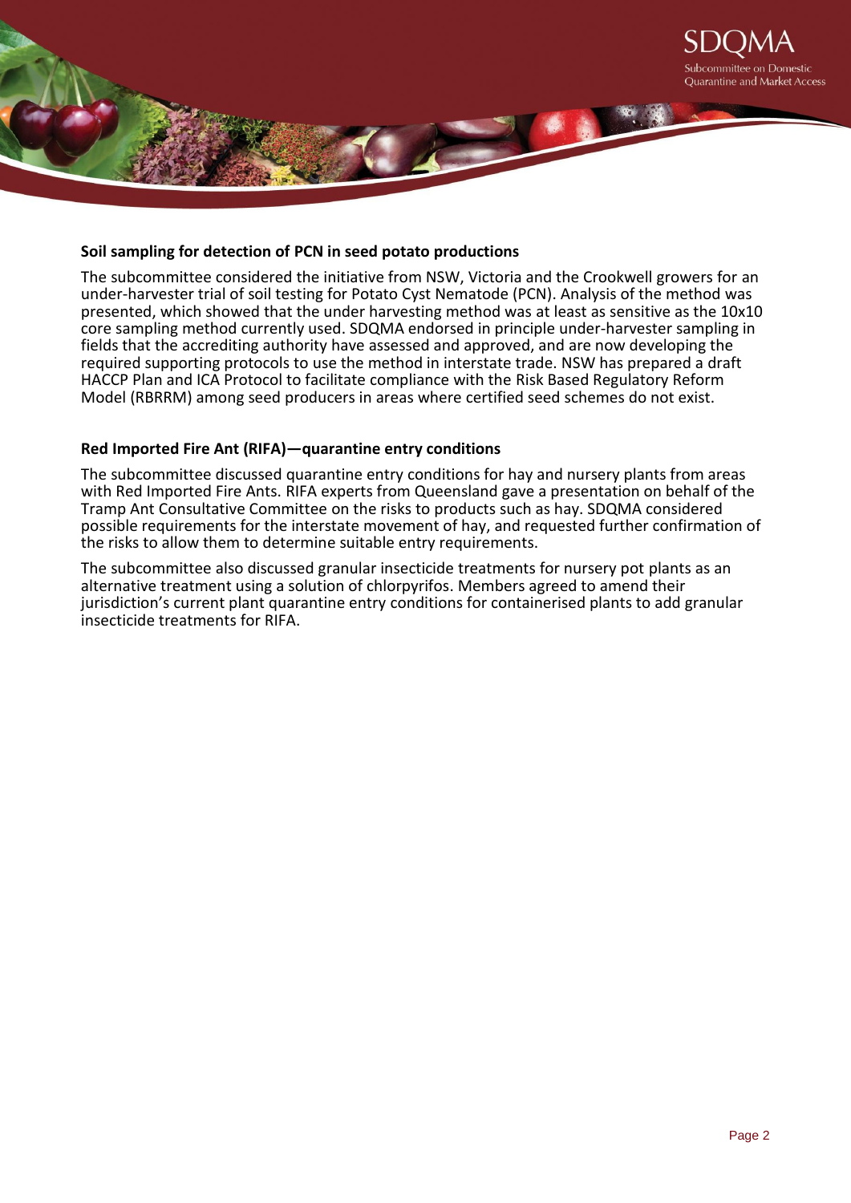**Soil sampling for detection of PCN in seed potato productions**

The subcommittee considered the initiative from NSW, Victoria and the Crookwell growers for an under-harvester trial of soil testing for Potato Cyst Nematode (PCN). Analysis of the method was presented, which showed that the under harvesting method was at least as sensitive as the 10x10 core sampling method currently used. SDQMA endorsed in principle under-harvester sampling in fields that the accrediting authority have assessed and approved, and are now developing the required supporting protocols to use the method in interstate trade. NSW has prepared a draft HACCP Plan and ICA Protocol to facilitate compliance with the Risk Based Regulatory Reform Model (RBRRM) among seed producers in areas where certified seed schemes do not exist.

**Red Imported Fire Ant (RIFA)—quarantine entry conditions**

The subcommittee discussed quarantine entry conditions for hay and nursery plants from areas with Red Imported Fire Ants. RIFA experts from Queensland gave a presentation on behalf of the Tramp Ant Consultative Committee on the risks to products such as hay. SDQMA considered possible requirements for the interstate movement of hay, and requested further confirmation of the risks to allow them to determine suitable entry requirements.

The subcommittee also discussed granular insecticide treatments for nursery pot plants as an alternative treatment using a solution of chlorpyrifos. Members agreed to amend their jurisdiction's current plant quarantine entry conditions for containerised plants to add granular insecticide treatments for RIFA.